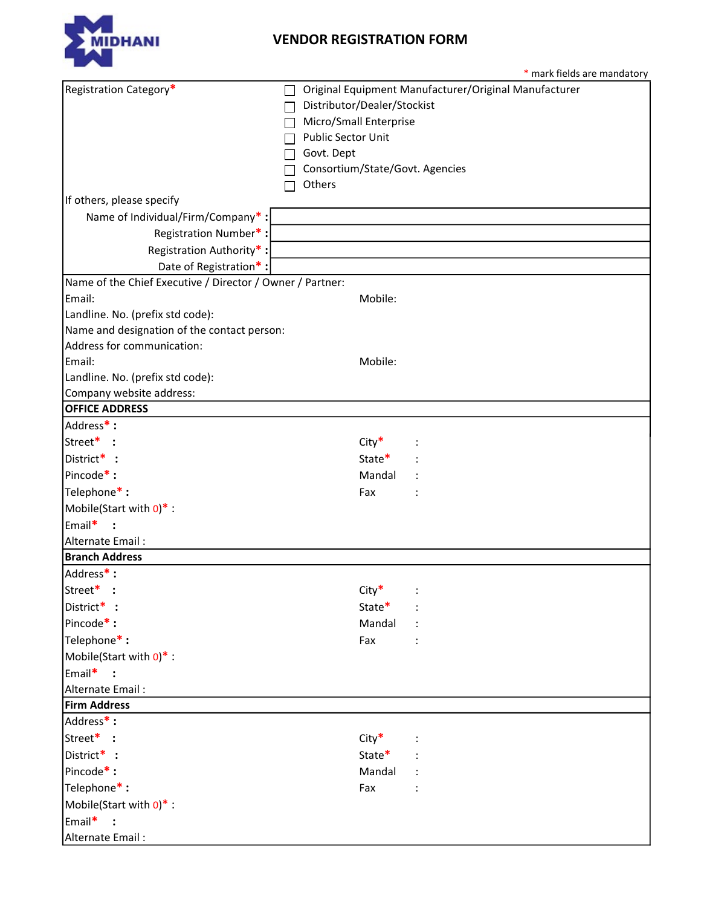MIDHANI

# VENDOR REGISTRATION FORM

\* mark fields are mandatory

| | |
|---|---|
| Registration Category* | ☐ Original Equipment Manufacturer/Original Manufacturer<br>☐ Distributor/Dealer/Stockist<br>☐ Micro/Small Enterprise<br>☐ Public Sector Unit<br>☐ Govt. Dept<br>☐ Consortium/State/Govt. Agencies<br>☐ Others |
| If others, please specify | |
| Name of Individual/Firm/Company* : | |
| Registration Number* : | |
| Registration Authority* : | |
| Date of Registration* : | |

Name of the Chief Executive / Director / Owner / Partner:

Email: Mobile:

Landline. No. (prefix std code):

Name and designation of the contact person:

Address for communication:

Email: Mobile:

Landline. No. (prefix std code):

Company website address:

**OFFICE ADDRESS**

Address* :

Street* : City* :

District* : State* :

Pincode* : Mandal :

Telephone* : Fax :

Mobile(Start with 0)* :

Email* :

Alternate Email :

**Branch Address**

Address* :

Street* : City* :

District* : State* :

Pincode* : Mandal :

Telephone* : Fax :

Mobile(Start with 0)* :

Email* :

Alternate Email :

**Firm Address**

Address* :

Street* : City* :

District* : State* :

Pincode* : Mandal :

Telephone* : Fax :

Mobile(Start with 0)* :

Email* :

Alternate Email :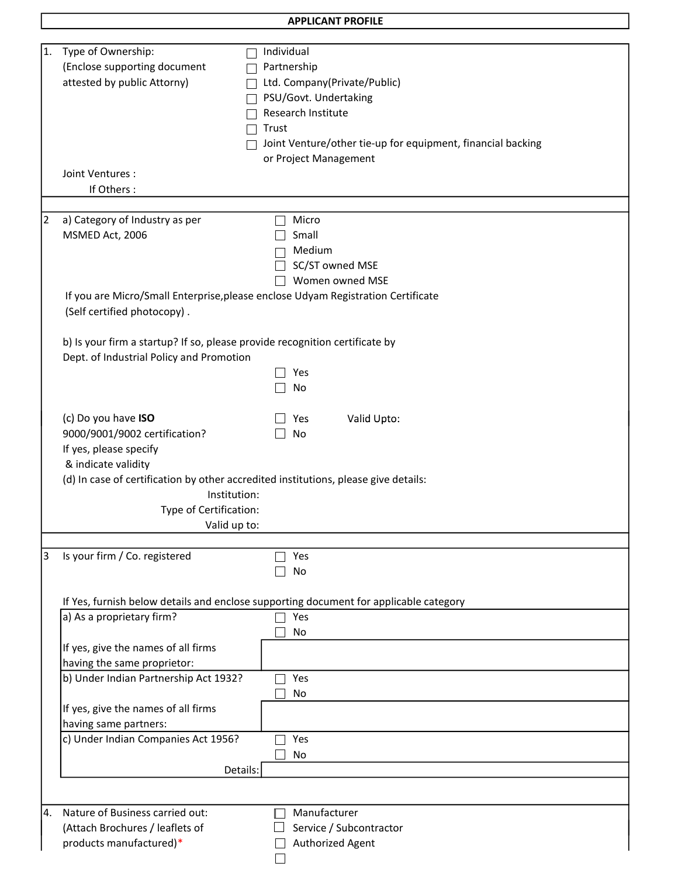# APPLICANT PROFILE

**1. Type of Ownership:**
(Enclose supporting document attested by public Attorny)

- ☐ Individual
- ☐ Partnership
- ☐ Ltd. Company(Private/Public)
- ☐ PSU/Govt. Undertaking
- ☐ Research Institute
- ☐ Trust
- ☐ Joint Venture/other tie-up for equipment, financial backing or Project Management

Joint Ventures :

If Others :

**2 a) Category of Industry as per MSMED Act, 2006**

- ☐ Micro
- ☐ Small
- ☐ Medium
- ☐ SC/ST owned MSE
- ☐ Women owned MSE

If you are Micro/Small Enterprise,please enclose Udyam Registration Certificate (Self certified photocopy) .

b) Is your firm a startup? If so, please provide recognition certificate by Dept. of Industrial Policy and Promotion

- ☐ Yes
- ☐ No

(c) Do you have **ISO** 9000/9001/9002 certification? If yes, please specify & indicate validity

- ☐ Yes Valid Upto:
- ☐ No

(d) In case of certification by other accredited institutions, please give details:

Institution:

Type of Certification:

Valid up to:

**3 Is your firm / Co. registered**

- ☐ Yes
- ☐ No

If Yes, furnish below details and enclose supporting document for applicable category

| | |
|---|---|
| a) As a proprietary firm? | ☐ Yes<br>☐ No |
| If yes, give the names of all firms having the same proprietor: | |
| b) Under Indian Partnership Act 1932? | ☐ Yes<br>☐ No |
| If yes, give the names of all firms having same partners: | |
| c) Under Indian Companies Act 1956? | ☐ Yes<br>☐ No |
| Details: | |

**4. Nature of Business carried out:**
(Attach Brochures / leaflets of products manufactured)*

- ☐ Manufacturer
- ☐ Service / Subcontractor
- ☐ Authorized Agent
- ☐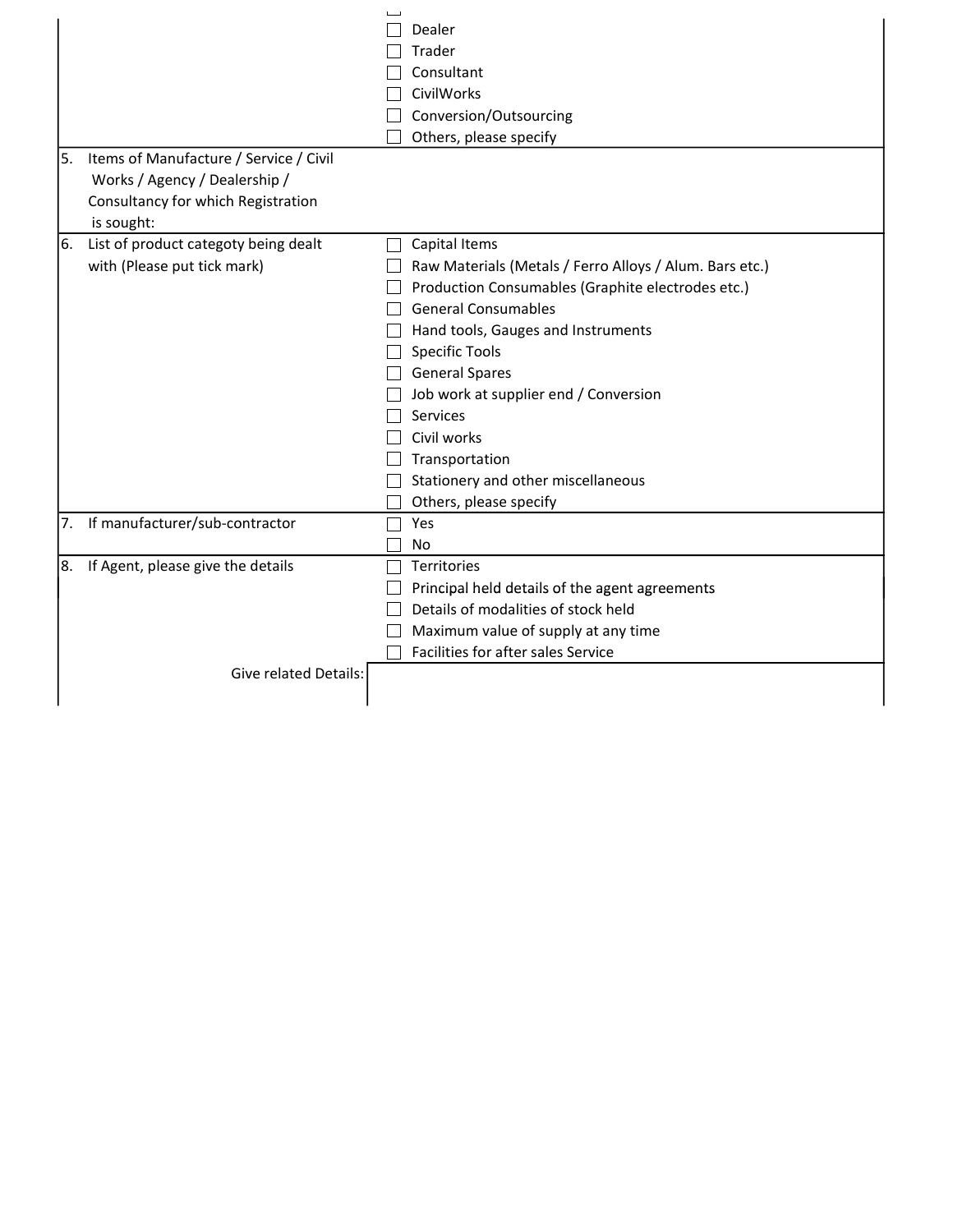| | |
|---|---|
| | ☐ Dealer<br>☐ Trader<br>☐ Consultant<br>☐ CivilWorks<br>☐ Conversion/Outsourcing<br>☐ Others, please specify |
| 5. Items of Manufacture / Service / Civil Works / Agency / Dealership / Consultancy for which Registration is sought: | |
| 6. List of product categoty being dealt with (Please put tick mark) | ☐ Capital Items<br>☐ Raw Materials (Metals / Ferro Alloys / Alum. Bars etc.)<br>☐ Production Consumables (Graphite electrodes etc.)<br>☐ General Consumables<br>☐ Hand tools, Gauges and Instruments<br>☐ Specific Tools<br>☐ General Spares<br>☐ Job work at supplier end / Conversion<br>☐ Services<br>☐ Civil works<br>☐ Transportation<br>☐ Stationery and other miscellaneous<br>☐ Others, please specify |
| 7. If manufacturer/sub-contractor | ☐ Yes<br>☐ No |
| 8. If Agent, please give the details | ☐ Territories<br>☐ Principal held details of the agent agreements<br>☐ Details of modalities of stock held<br>☐ Maximum value of supply at any time<br>☐ Facilities for after sales Service |
| Give related Details: | |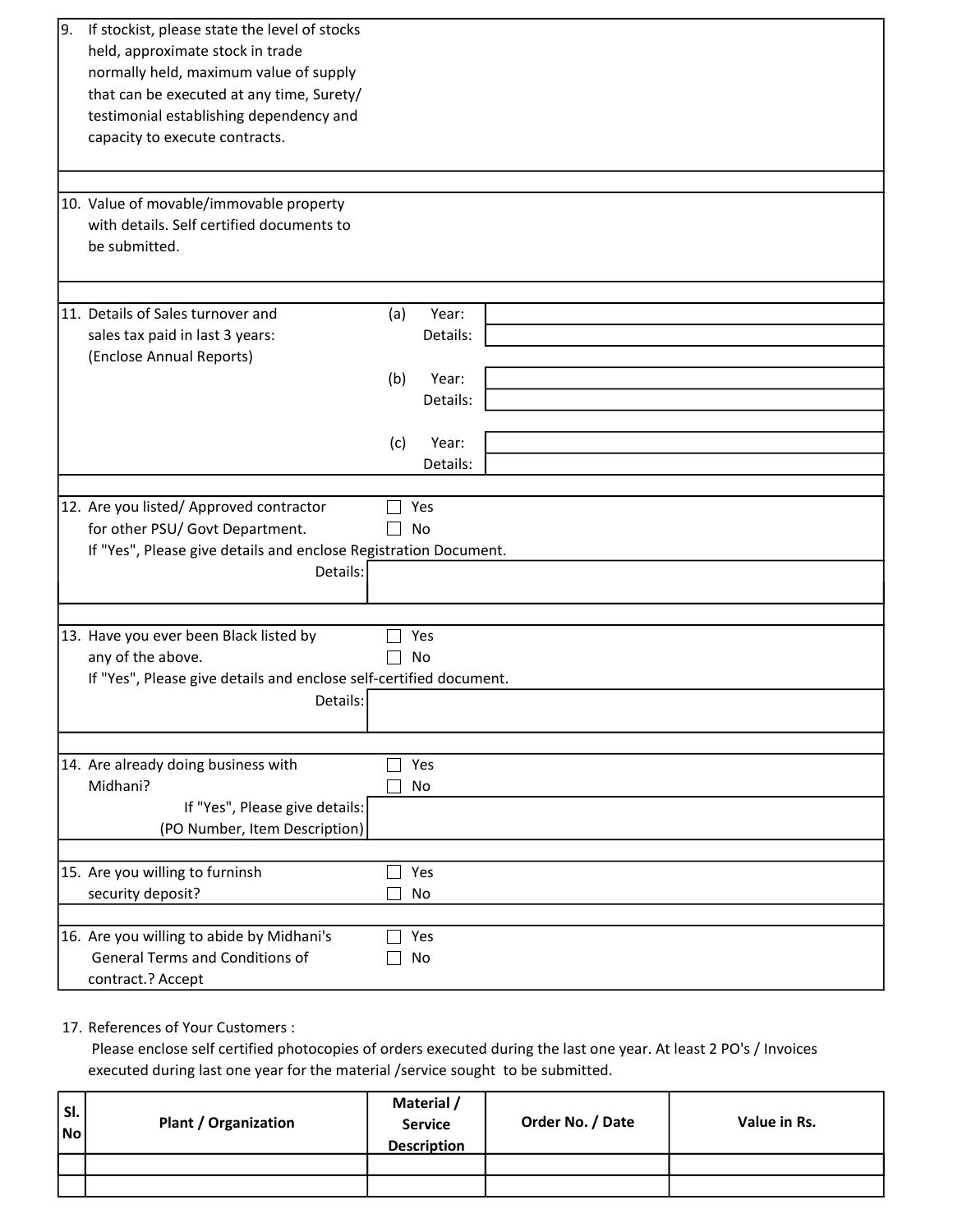9. If stockist, please state the level of stocks held, approximate stock in trade normally held, maximum value of supply that can be executed at any time, Surety/ testimonial establishing dependency and capacity to execute contracts.

10. Value of movable/immovable property with details. Self certified documents to be submitted.

11. Details of Sales turnover and sales tax paid in last 3 years: (Enclose Annual Reports)

(a) Year:
Details:

(b) Year:
Details:

(c) Year:
Details:

12. Are you listed/ Approved contractor for other PSU/ Govt Department.

☐ Yes
☐ No

If "Yes", Please give details and enclose Registration Document.

Details:

13. Have you ever been Black listed by any of the above.

☐ Yes
☐ No

If "Yes", Please give details and enclose self-certified document.

Details:

14. Are already doing business with Midhani?

☐ Yes
☐ No

If "Yes", Please give details:
(PO Number, Item Description)

15. Are you willing to furninsh security deposit?

☐ Yes
☐ No

16. Are you willing to abide by Midhani's General Terms and Conditions of contract.? Accept

☐ Yes
☐ No

17. References of Your Customers :
Please enclose self certified photocopies of orders executed during the last one year. At least 2 PO's / Invoices executed during last one year for the material /service sought to be submitted.

| Sl. No | Plant / Organization | Material / Service Description | Order No. / Date | Value in Rs. |
|---|---|---|---|---|
| | | | | |
| | | | | |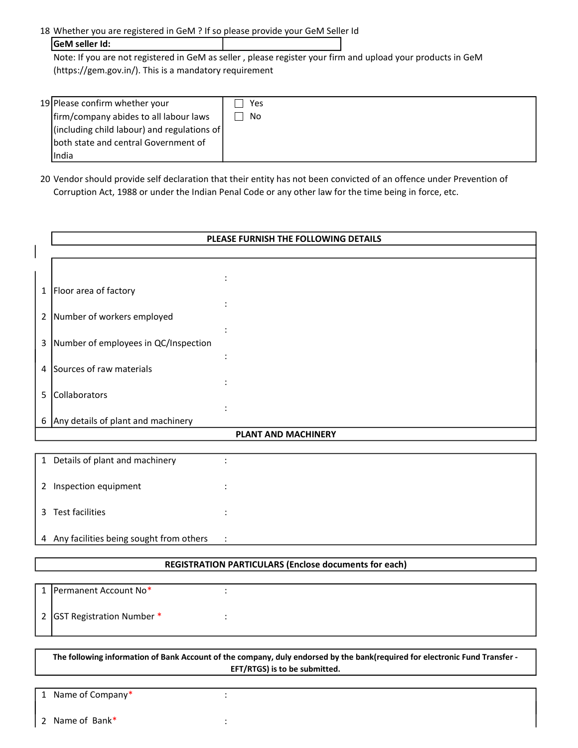18 Whether you are registered in GeM ? If so please provide your GeM Seller Id

| **GeM seller Id:** | |
|---|---|

Note: If you are not registered in GeM as seller , please register your firm and upload your products in GeM (https://gem.gov.in/). This is a mandatory requirement

| | | |
|---|---|---|
| 19 | Please confirm whether your firm/company abides to all labour laws (including child labour) and regulations of both state and central Government of India | ☐ Yes<br>☐ No |

20 Vendor should provide self declaration that their entity has not been convicted of an offence under Prevention of Corruption Act, 1988 or under the Indian Penal Code or any other law for the time being in force, etc.

**PLEASE FURNISH THE FOLLOWING DETAILS**

| | | |
|---|---|---|
| 1 | Floor area of factory | : |
| 2 | Number of workers employed | : |
| 3 | Number of employees in QC/Inspection | : |
| 4 | Sources of raw materials | : |
| 5 | Collaborators | : |
| 6 | Any details of plant and machinery | : |

**PLANT AND MACHINERY**

| | | |
|---|---|---|
| 1 | Details of plant and machinery | : |
| 2 | Inspection equipment | : |
| 3 | Test facilities | : |
| 4 | Any facilities being sought from others | : |

**REGISTRATION PARTICULARS (Enclose documents for each)**

| | | |
|---|---|---|
| 1 | Permanent Account No* | : |
| 2 | GST Registration Number * | : |

**The following information of Bank Account of the company, duly endorsed by the bank(required for electronic Fund Transfer - EFT/RTGS) is to be submitted.**

| | | |
|---|---|---|
| 1 | Name of Company* | : |
| 2 | Name of Bank* | : |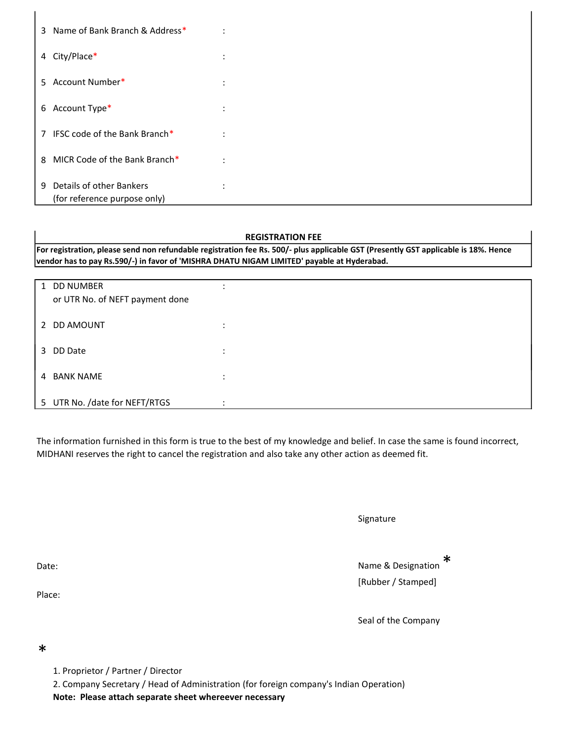| | | | |
|---|---|---|---|
| 3 | Name of Bank Branch & Address* | : | |
| 4 | City/Place* | : | |
| 5 | Account Number* | : | |
| 6 | Account Type* | : | |
| 7 | IFSC code of the Bank Branch* | : | |
| 8 | MICR Code of the Bank Branch* | : | |
| 9 | Details of other Bankers (for reference purpose only) | : | |

**REGISTRATION FEE**

**For registration, please send non refundable registration fee Rs. 500/- plus applicable GST (Presently GST applicable is 18%. Hence vendor has to pay Rs.590/-) in favor of 'MISHRA DHATU NIGAM LIMITED' payable at Hyderabad.**

| | | | |
|---|---|---|---|
| 1 | DD NUMBER or UTR No. of NEFT payment done | : | |
| 2 | DD AMOUNT | : | |
| 3 | DD Date | : | |
| 4 | BANK NAME | : | |
| 5 | UTR No. /date for NEFT/RTGS | : | |

The information furnished in this form is true to the best of my knowledge and belief. In case the same is found incorrect, MIDHANI reserves the right to cancel the registration and also take any other action as deemed fit.

Signature

Date:

Name & Designation *
[Rubber / Stamped]

Place:

Seal of the Company

*

1. Proprietor / Partner / Director
2. Company Secretary / Head of Administration (for foreign company's Indian Operation)

**Note: Please attach separate sheet whereever necessary**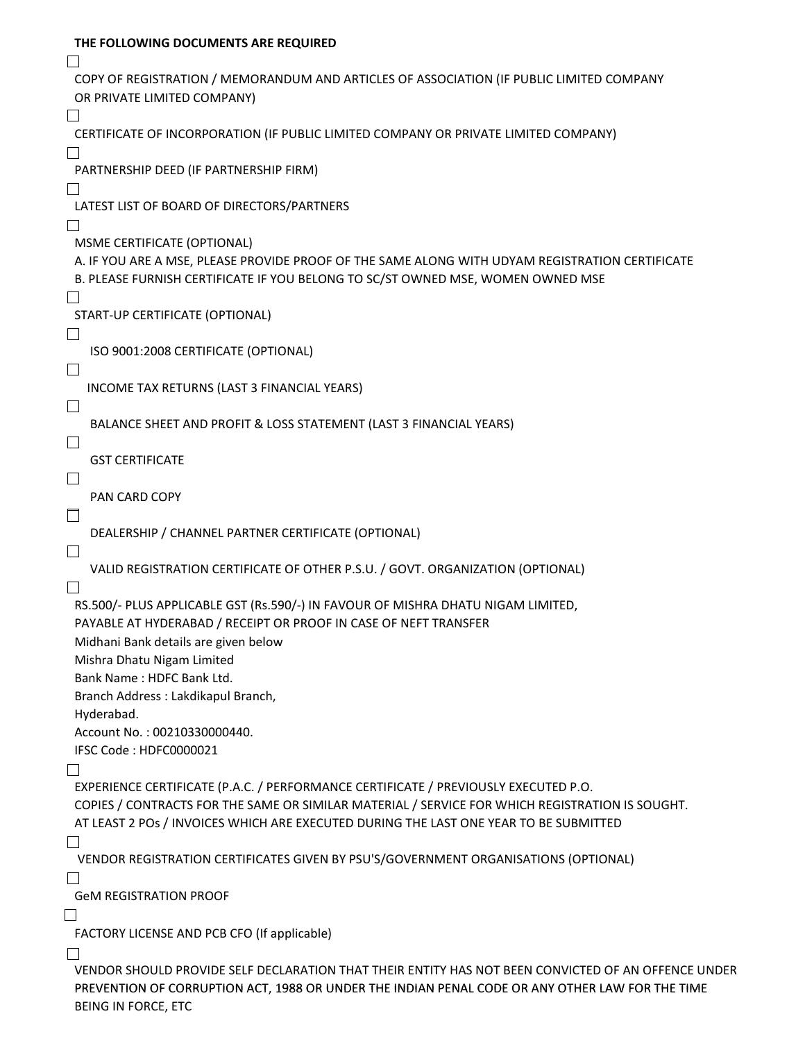**THE FOLLOWING DOCUMENTS ARE REQUIRED**

- [ ] COPY OF REGISTRATION / MEMORANDUM AND ARTICLES OF ASSOCIATION (IF PUBLIC LIMITED COMPANY OR PRIVATE LIMITED COMPANY)
- [ ] CERTIFICATE OF INCORPORATION (IF PUBLIC LIMITED COMPANY OR PRIVATE LIMITED COMPANY)
- [ ] PARTNERSHIP DEED (IF PARTNERSHIP FIRM)
- [ ] LATEST LIST OF BOARD OF DIRECTORS/PARTNERS
- [ ] MSME CERTIFICATE (OPTIONAL)
  A. IF YOU ARE A MSE, PLEASE PROVIDE PROOF OF THE SAME ALONG WITH UDYAM REGISTRATION CERTIFICATE
  B. PLEASE FURNISH CERTIFICATE IF YOU BELONG TO SC/ST OWNED MSE, WOMEN OWNED MSE
- [ ] START-UP CERTIFICATE (OPTIONAL)
- [ ] ISO 9001:2008 CERTIFICATE (OPTIONAL)
- [ ] INCOME TAX RETURNS (LAST 3 FINANCIAL YEARS)
- [ ] BALANCE SHEET AND PROFIT & LOSS STATEMENT (LAST 3 FINANCIAL YEARS)
- [ ] GST CERTIFICATE
- [ ] PAN CARD COPY
- [ ] DEALERSHIP / CHANNEL PARTNER CERTIFICATE (OPTIONAL)
- [ ] VALID REGISTRATION CERTIFICATE OF OTHER P.S.U. / GOVT. ORGANIZATION (OPTIONAL)
- [ ] RS.500/- PLUS APPLICABLE GST (Rs.590/-) IN FAVOUR OF MISHRA DHATU NIGAM LIMITED, PAYABLE AT HYDERABAD / RECEIPT OR PROOF IN CASE OF NEFT TRANSFER
  Midhani Bank details are given below
  Mishra Dhatu Nigam Limited
  Bank Name : HDFC Bank Ltd.
  Branch Address : Lakdikapul Branch,
  Hyderabad.
  Account No. : 00210330000440.
  IFSC Code : HDFC0000021
- [ ] EXPERIENCE CERTIFICATE (P.A.C. / PERFORMANCE CERTIFICATE / PREVIOUSLY EXECUTED P.O. COPIES / CONTRACTS FOR THE SAME OR SIMILAR MATERIAL / SERVICE FOR WHICH REGISTRATION IS SOUGHT. AT LEAST 2 POs / INVOICES WHICH ARE EXECUTED DURING THE LAST ONE YEAR TO BE SUBMITTED
- [ ] VENDOR REGISTRATION CERTIFICATES GIVEN BY PSU'S/GOVERNMENT ORGANISATIONS (OPTIONAL)
- [ ] GeM REGISTRATION PROOF
- [ ] FACTORY LICENSE AND PCB CFO (If applicable)
- [ ] VENDOR SHOULD PROVIDE SELF DECLARATION THAT THEIR ENTITY HAS NOT BEEN CONVICTED OF AN OFFENCE UNDER PREVENTION OF CORRUPTION ACT, 1988 OR UNDER THE INDIAN PENAL CODE OR ANY OTHER LAW FOR THE TIME BEING IN FORCE, ETC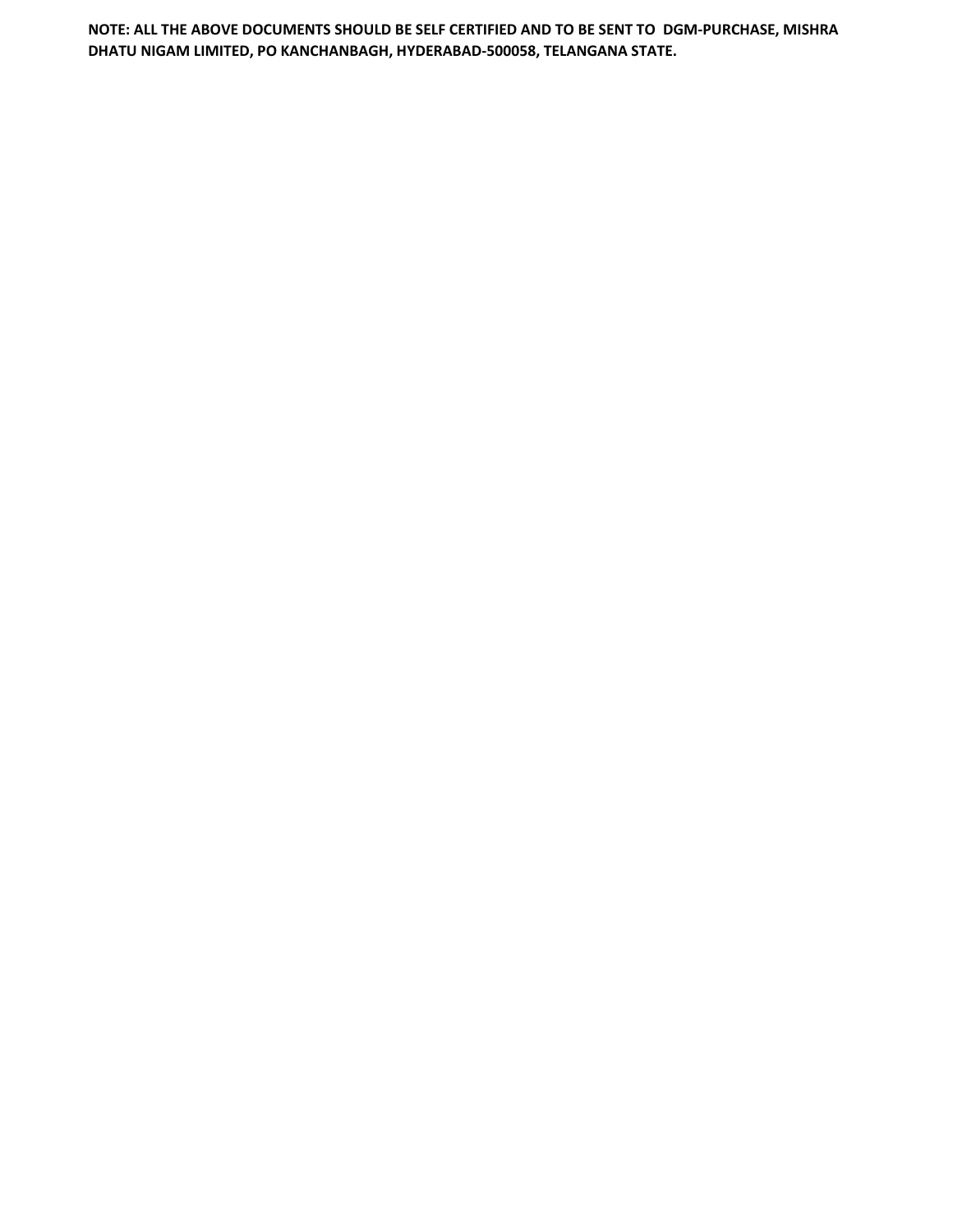**NOTE: ALL THE ABOVE DOCUMENTS SHOULD BE SELF CERTIFIED AND TO BE SENT TO DGM-PURCHASE, MISHRA DHATU NIGAM LIMITED, PO KANCHANBAGH, HYDERABAD-500058, TELANGANA STATE.**